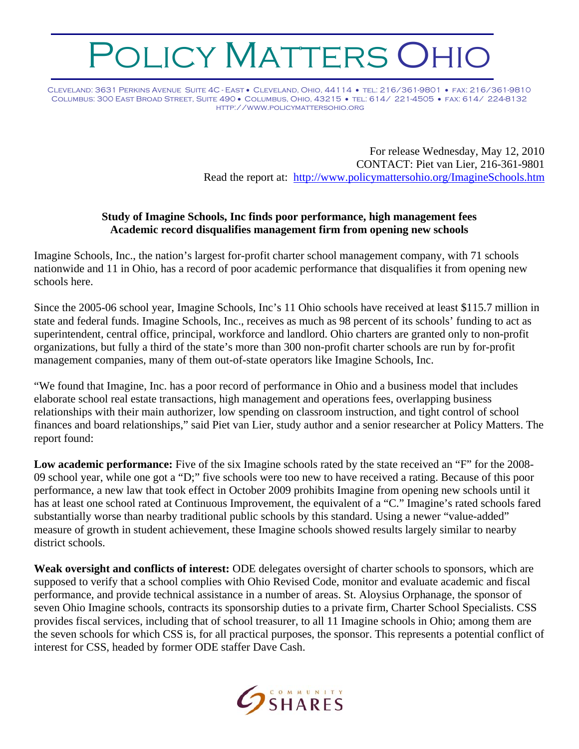# POLICY MATTERS OHIO

CLEVELAND: 3631 PERKINS AVENUE SUITE 4C - EAST • CLEVELAND, OHIO, 44114 • TEL: 216/361-9801 • FAX: 216/361-9810
COLUMBUS: 300 EAST BROAD STREET, SUITE 490 • COLUMBUS, OHIO, 43215 • TEL: 614/ 221-4505 • FAX: 614/ 224-8132
HTTP://WWW.POLICYMATTERSOHIO.ORG

For release Wednesday, May 12, 2010
CONTACT: Piet van Lier, 216-361-9801
Read the report at: http://www.policymattersohio.org/ImagineSchools.htm

**Study of Imagine Schools, Inc finds poor performance, high management fees**
**Academic record disqualifies management firm from opening new schools**

Imagine Schools, Inc., the nation's largest for-profit charter school management company, with 71 schools nationwide and 11 in Ohio, has a record of poor academic performance that disqualifies it from opening new schools here.

Since the 2005-06 school year, Imagine Schools, Inc's 11 Ohio schools have received at least $115.7 million in state and federal funds. Imagine Schools, Inc., receives as much as 98 percent of its schools' funding to act as superintendent, central office, principal, workforce and landlord. Ohio charters are granted only to non-profit organizations, but fully a third of the state's more than 300 non-profit charter schools are run by for-profit management companies, many of them out-of-state operators like Imagine Schools, Inc.

"We found that Imagine, Inc. has a poor record of performance in Ohio and a business model that includes elaborate school real estate transactions, high management and operations fees, overlapping business relationships with their main authorizer, low spending on classroom instruction, and tight control of school finances and board relationships," said Piet van Lier, study author and a senior researcher at Policy Matters. The report found:

**Low academic performance:** Five of the six Imagine schools rated by the state received an "F" for the 2008-09 school year, while one got a "D;" five schools were too new to have received a rating. Because of this poor performance, a new law that took effect in October 2009 prohibits Imagine from opening new schools until it has at least one school rated at Continuous Improvement, the equivalent of a "C." Imagine's rated schools fared substantially worse than nearby traditional public schools by this standard. Using a newer "value-added" measure of growth in student achievement, these Imagine schools showed results largely similar to nearby district schools.

**Weak oversight and conflicts of interest:** ODE delegates oversight of charter schools to sponsors, which are supposed to verify that a school complies with Ohio Revised Code, monitor and evaluate academic and fiscal performance, and provide technical assistance in a number of areas. St. Aloysius Orphanage, the sponsor of seven Ohio Imagine schools, contracts its sponsorship duties to a private firm, Charter School Specialists. CSS provides fiscal services, including that of school treasurer, to all 11 Imagine schools in Ohio; among them are the seven schools for which CSS is, for all practical purposes, the sponsor. This represents a potential conflict of interest for CSS, headed by former ODE staffer Dave Cash.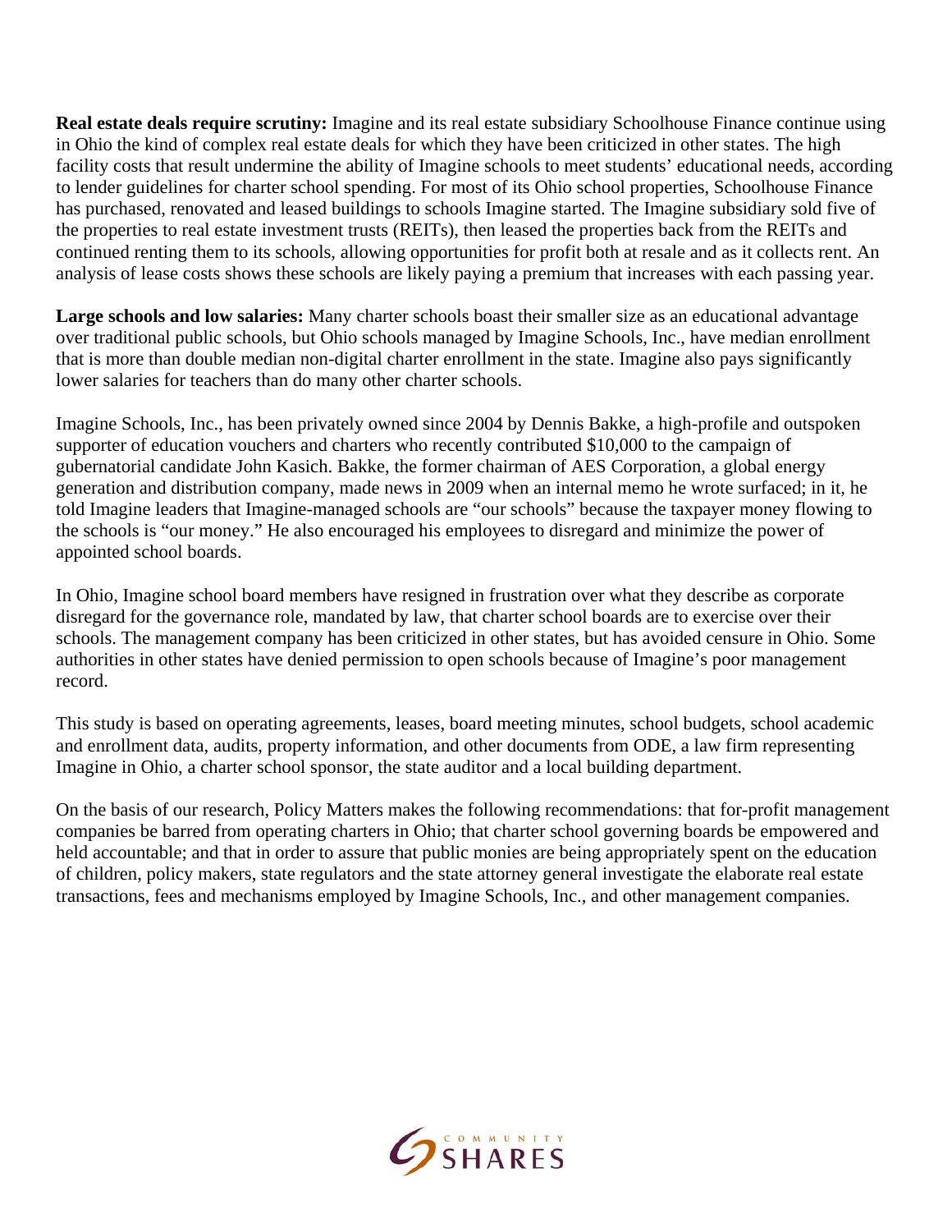**Real estate deals require scrutiny:** Imagine and its real estate subsidiary Schoolhouse Finance continue using in Ohio the kind of complex real estate deals for which they have been criticized in other states. The high facility costs that result undermine the ability of Imagine schools to meet students' educational needs, according to lender guidelines for charter school spending. For most of its Ohio school properties, Schoolhouse Finance has purchased, renovated and leased buildings to schools Imagine started. The Imagine subsidiary sold five of the properties to real estate investment trusts (REITs), then leased the properties back from the REITs and continued renting them to its schools, allowing opportunities for profit both at resale and as it collects rent. An analysis of lease costs shows these schools are likely paying a premium that increases with each passing year.

**Large schools and low salaries:** Many charter schools boast their smaller size as an educational advantage over traditional public schools, but Ohio schools managed by Imagine Schools, Inc., have median enrollment that is more than double median non-digital charter enrollment in the state. Imagine also pays significantly lower salaries for teachers than do many other charter schools.

Imagine Schools, Inc., has been privately owned since 2004 by Dennis Bakke, a high-profile and outspoken supporter of education vouchers and charters who recently contributed $10,000 to the campaign of gubernatorial candidate John Kasich. Bakke, the former chairman of AES Corporation, a global energy generation and distribution company, made news in 2009 when an internal memo he wrote surfaced; in it, he told Imagine leaders that Imagine-managed schools are "our schools" because the taxpayer money flowing to the schools is "our money." He also encouraged his employees to disregard and minimize the power of appointed school boards.

In Ohio, Imagine school board members have resigned in frustration over what they describe as corporate disregard for the governance role, mandated by law, that charter school boards are to exercise over their schools. The management company has been criticized in other states, but has avoided censure in Ohio. Some authorities in other states have denied permission to open schools because of Imagine's poor management record.

This study is based on operating agreements, leases, board meeting minutes, school budgets, school academic and enrollment data, audits, property information, and other documents from ODE, a law firm representing Imagine in Ohio, a charter school sponsor, the state auditor and a local building department.

On the basis of our research, Policy Matters makes the following recommendations: that for-profit management companies be barred from operating charters in Ohio; that charter school governing boards be empowered and held accountable; and that in order to assure that public monies are being appropriately spent on the education of children, policy makers, state regulators and the state attorney general investigate the elaborate real estate transactions, fees and mechanisms employed by Imagine Schools, Inc., and other management companies.

COMMUNITY SHARES